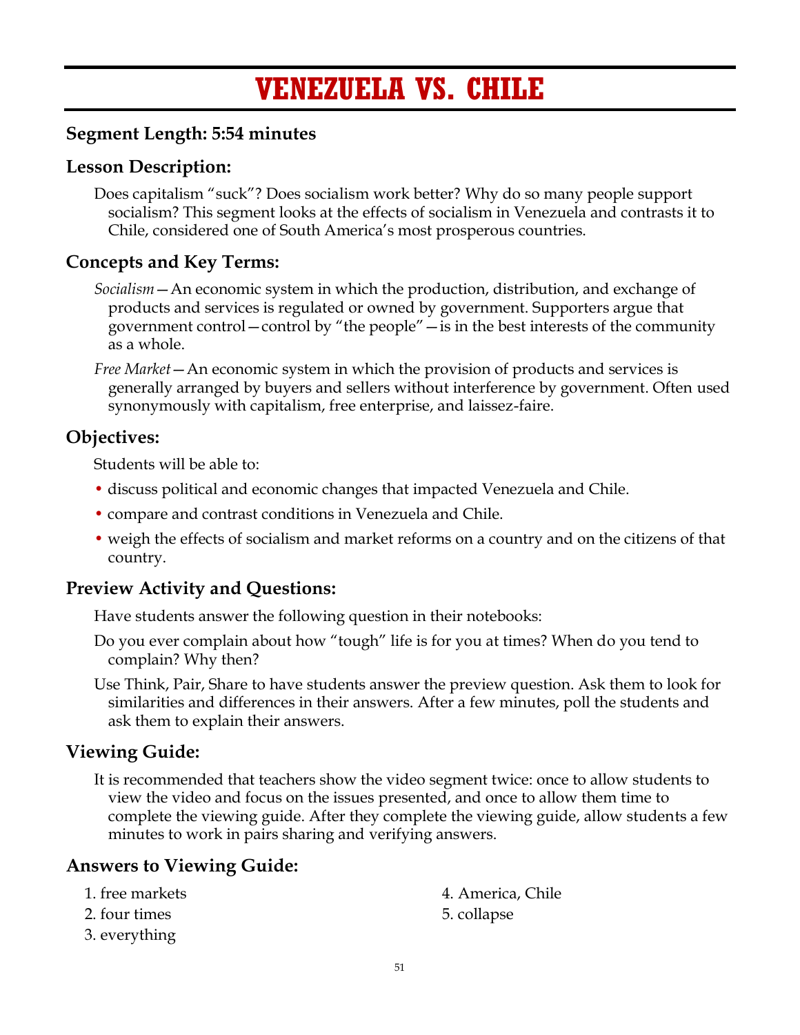# VENEZUELA VS. CHILE

## Segment Length: 5:54 minutes

## Lesson Description:

Does capitalism "suck"? Does socialism work better? Why do so many people support socialism? This segment looks at the effects of socialism in Venezuela and contrasts it to Chile, considered one of South America's most prosperous countries.

## Concepts and Key Terms:

*Socialism*—An economic system in which the production, distribution, and exchange of products and services is regulated or owned by government. Supporters argue that government control—control by "the people"—is in the best interests of the community as a whole.

*Free Market*—An economic system in which the provision of products and services is generally arranged by buyers and sellers without interference by government. Often used synonymously with capitalism, free enterprise, and laissez-faire.

## Objectives:

Students will be able to:

- discuss political and economic changes that impacted Venezuela and Chile.
- compare and contrast conditions in Venezuela and Chile.
- weigh the effects of socialism and market reforms on a country and on the citizens of that country.

## Preview Activity and Questions:

Have students answer the following question in their notebooks:

Do you ever complain about how "tough" life is for you at times? When do you tend to complain? Why then?

Use Think, Pair, Share to have students answer the preview question. Ask them to look for similarities and differences in their answers. After a few minutes, poll the students and ask them to explain their answers.

## Viewing Guide:

It is recommended that teachers show the video segment twice: once to allow students to view the video and focus on the issues presented, and once to allow them time to complete the viewing guide. After they complete the viewing guide, allow students a few minutes to work in pairs sharing and verifying answers.

## Answers to Viewing Guide:

1. free markets
2. four times
3. everything
4. America, Chile
5. collapse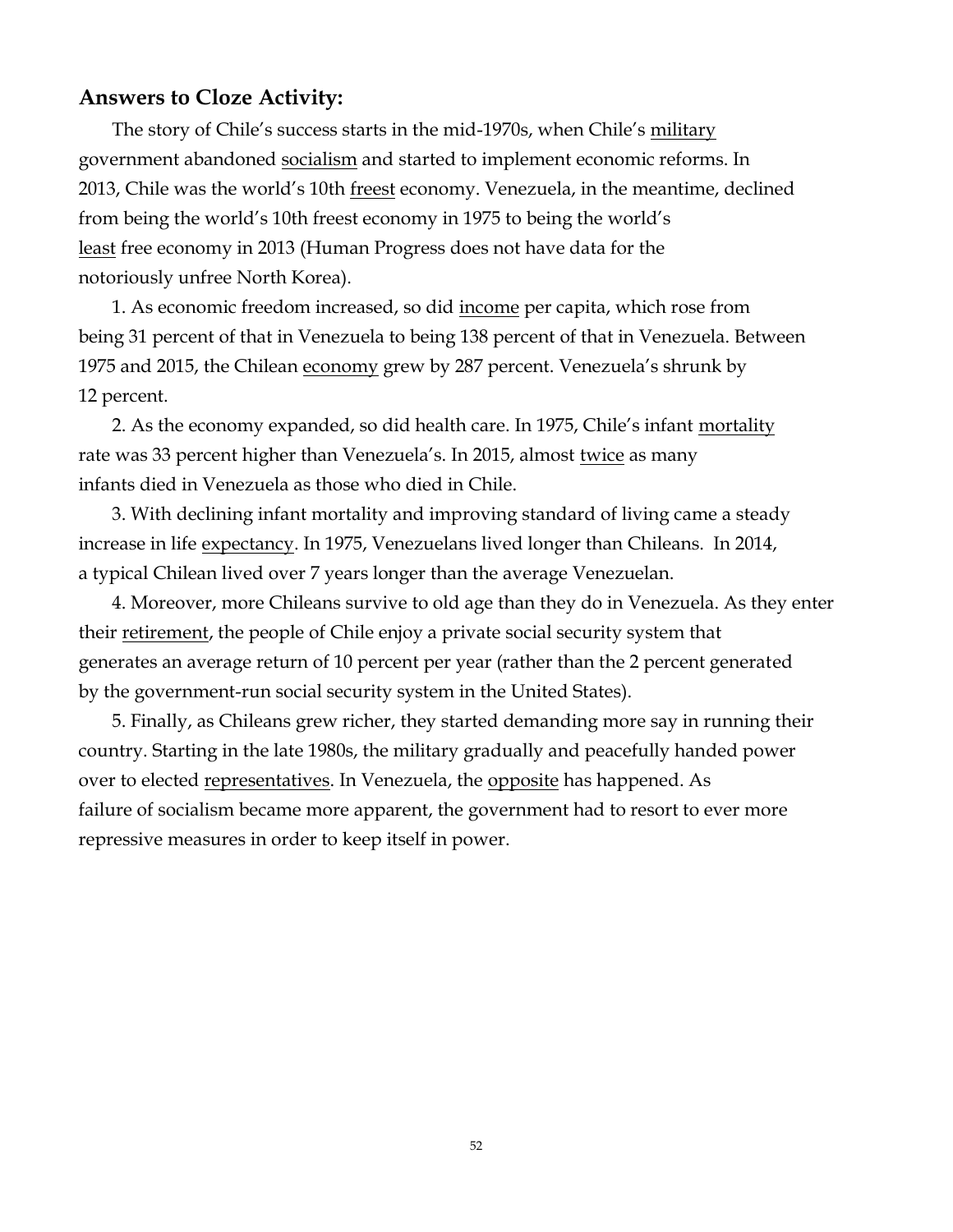## Answers to Cloze Activity:

The story of Chile's success starts in the mid-1970s, when Chile's <u>military</u> government abandoned <u>socialism</u> and started to implement economic reforms. In 2013, Chile was the world's 10th <u>freest</u> economy. Venezuela, in the meantime, declined from being the world's 10th freest economy in 1975 to being the world's <u>least</u> free economy in 2013 (Human Progress does not have data for the notoriously unfree North Korea).

1. As economic freedom increased, so did <u>income</u> per capita, which rose from being 31 percent of that in Venezuela to being 138 percent of that in Venezuela. Between 1975 and 2015, the Chilean <u>economy</u> grew by 287 percent. Venezuela's shrunk by 12 percent.

2. As the economy expanded, so did health care. In 1975, Chile's infant <u>mortality</u> rate was 33 percent higher than Venezuela's. In 2015, almost <u>twice</u> as many infants died in Venezuela as those who died in Chile.

3. With declining infant mortality and improving standard of living came a steady increase in life <u>expectancy</u>. In 1975, Venezuelans lived longer than Chileans. In 2014, a typical Chilean lived over 7 years longer than the average Venezuelan.

4. Moreover, more Chileans survive to old age than they do in Venezuela. As they enter their <u>retirement</u>, the people of Chile enjoy a private social security system that generates an average return of 10 percent per year (rather than the 2 percent generated by the government-run social security system in the United States).

5. Finally, as Chileans grew richer, they started demanding more say in running their country. Starting in the late 1980s, the military gradually and peacefully handed power over to elected <u>representatives</u>. In Venezuela, the <u>opposite</u> has happened. As failure of socialism became more apparent, the government had to resort to ever more repressive measures in order to keep itself in power.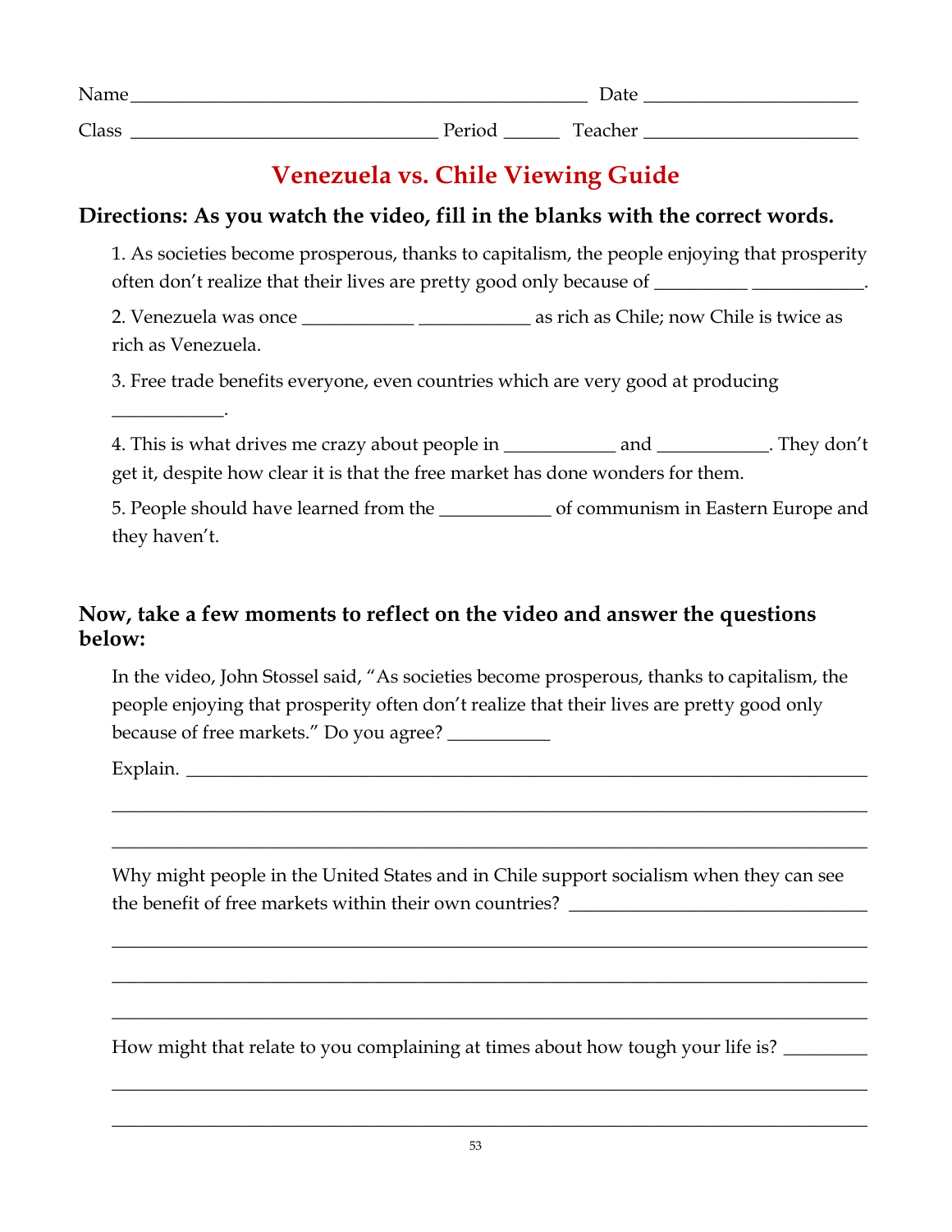Name_______________________________________________ Date ______________________

Class _______________________________ Period ______ Teacher ______________________

# Venezuela vs. Chile Viewing Guide

### Directions: As you watch the video, fill in the blanks with the correct words.

1. As societies become prosperous, thanks to capitalism, the people enjoying that prosperity often don't realize that their lives are pretty good only because of __________ ____________.

2. Venezuela was once ____________ ____________ as rich as Chile; now Chile is twice as rich as Venezuela.

3. Free trade benefits everyone, even countries which are very good at producing ____________.

4. This is what drives me crazy about people in ____________ and ____________. They don't get it, despite how clear it is that the free market has done wonders for them.

5. People should have learned from the ____________ of communism in Eastern Europe and they haven't.

### Now, take a few moments to reflect on the video and answer the questions below:

In the video, John Stossel said, "As societies become prosperous, thanks to capitalism, the people enjoying that prosperity often don't realize that their lives are pretty good only because of free markets." Do you agree? ___________

Explain. ___________________________________________________________________________

______________________________________________________________________________________

______________________________________________________________________________________

Why might people in the United States and in Chile support socialism when they can see the benefit of free markets within their own countries? _______________________________

______________________________________________________________________________________

______________________________________________________________________________________

______________________________________________________________________________________

How might that relate to you complaining at times about how tough your life is? _________

______________________________________________________________________________________

______________________________________________________________________________________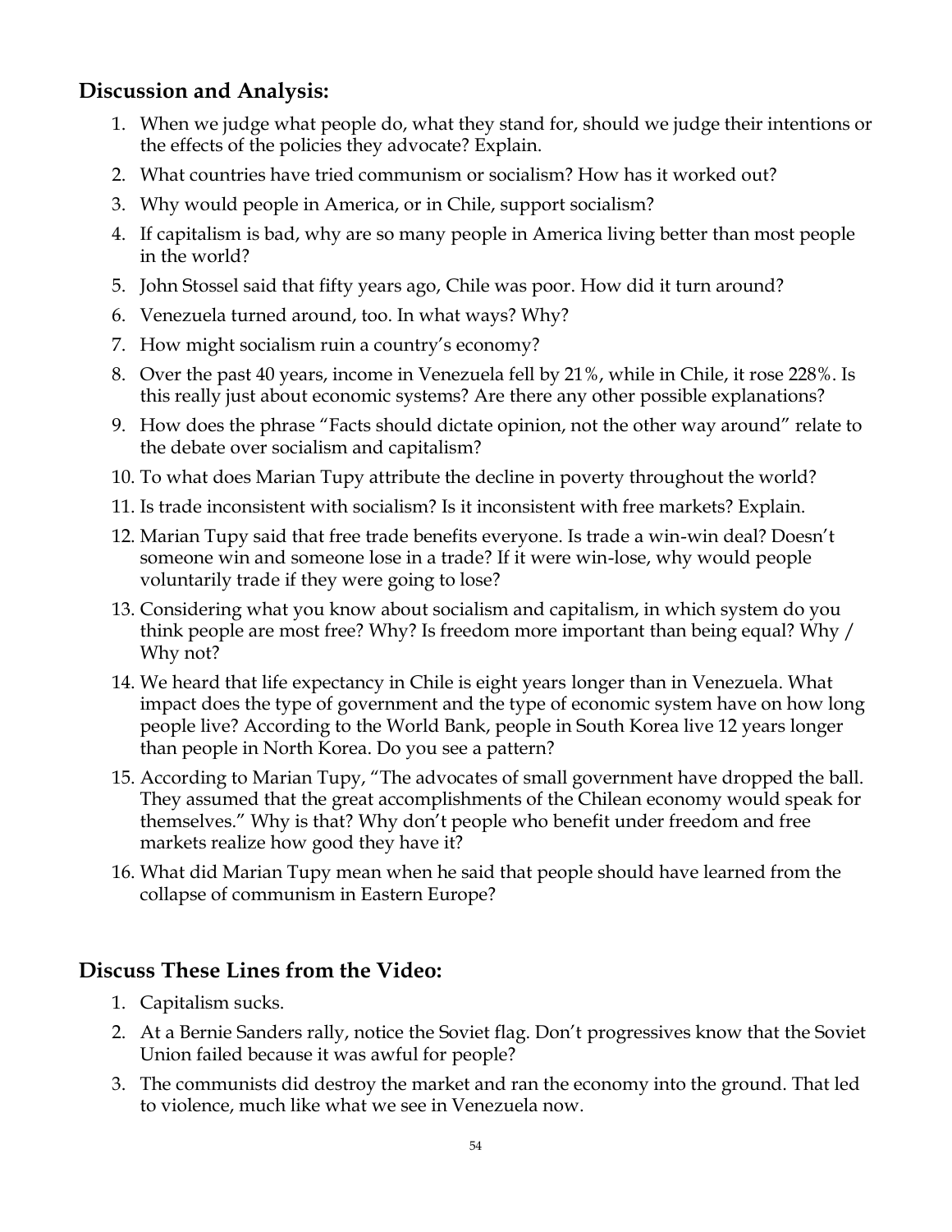## Discussion and Analysis:

1. When we judge what people do, what they stand for, should we judge their intentions or the effects of the policies they advocate? Explain.
2. What countries have tried communism or socialism? How has it worked out?
3. Why would people in America, or in Chile, support socialism?
4. If capitalism is bad, why are so many people in America living better than most people in the world?
5. John Stossel said that fifty years ago, Chile was poor. How did it turn around?
6. Venezuela turned around, too. In what ways? Why?
7. How might socialism ruin a country's economy?
8. Over the past 40 years, income in Venezuela fell by 21%, while in Chile, it rose 228%. Is this really just about economic systems? Are there any other possible explanations?
9. How does the phrase "Facts should dictate opinion, not the other way around" relate to the debate over socialism and capitalism?
10. To what does Marian Tupy attribute the decline in poverty throughout the world?
11. Is trade inconsistent with socialism? Is it inconsistent with free markets? Explain.
12. Marian Tupy said that free trade benefits everyone. Is trade a win-win deal? Doesn't someone win and someone lose in a trade? If it were win-lose, why would people voluntarily trade if they were going to lose?
13. Considering what you know about socialism and capitalism, in which system do you think people are most free? Why? Is freedom more important than being equal? Why / Why not?
14. We heard that life expectancy in Chile is eight years longer than in Venezuela. What impact does the type of government and the type of economic system have on how long people live? According to the World Bank, people in South Korea live 12 years longer than people in North Korea. Do you see a pattern?
15. According to Marian Tupy, "The advocates of small government have dropped the ball. They assumed that the great accomplishments of the Chilean economy would speak for themselves." Why is that? Why don't people who benefit under freedom and free markets realize how good they have it?
16. What did Marian Tupy mean when he said that people should have learned from the collapse of communism in Eastern Europe?

## Discuss These Lines from the Video:

1. Capitalism sucks.
2. At a Bernie Sanders rally, notice the Soviet flag. Don't progressives know that the Soviet Union failed because it was awful for people?
3. The communists did destroy the market and ran the economy into the ground. That led to violence, much like what we see in Venezuela now.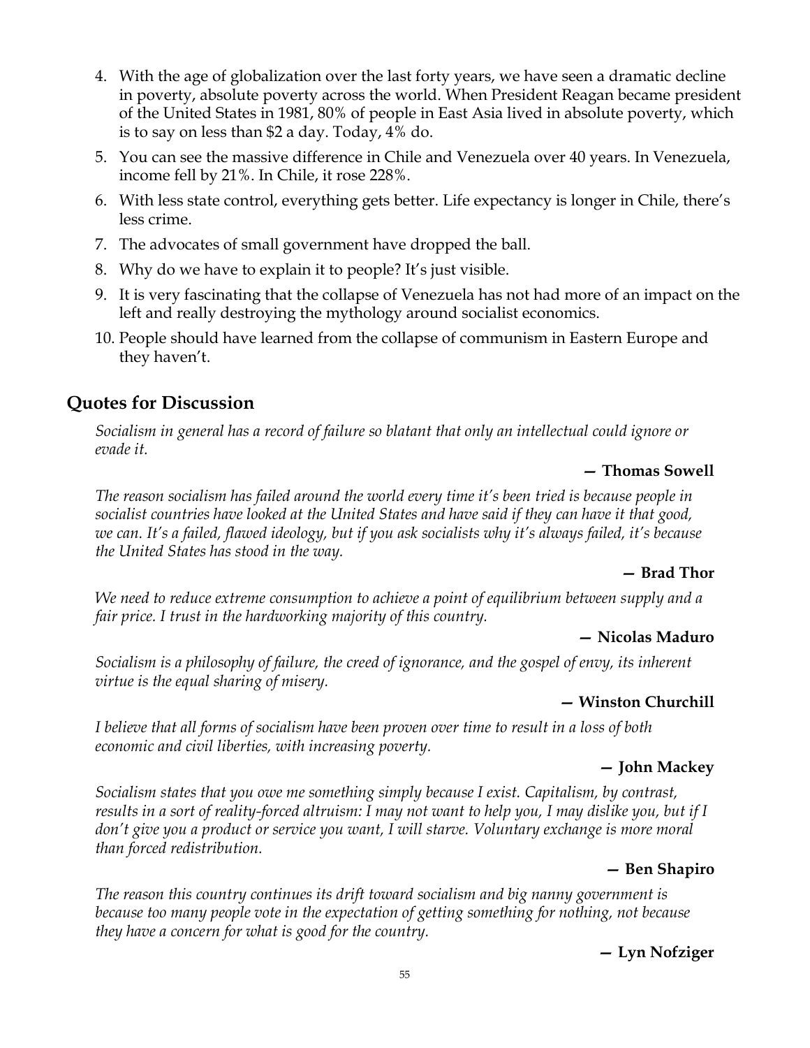4. With the age of globalization over the last forty years, we have seen a dramatic decline in poverty, absolute poverty across the world. When President Reagan became president of the United States in 1981, 80% of people in East Asia lived in absolute poverty, which is to say on less than $2 a day. Today, 4% do.
5. You can see the massive difference in Chile and Venezuela over 40 years. In Venezuela, income fell by 21%. In Chile, it rose 228%.
6. With less state control, everything gets better. Life expectancy is longer in Chile, there's less crime.
7. The advocates of small government have dropped the ball.
8. Why do we have to explain it to people? It's just visible.
9. It is very fascinating that the collapse of Venezuela has not had more of an impact on the left and really destroying the mythology around socialist economics.
10. People should have learned from the collapse of communism in Eastern Europe and they haven't.

## Quotes for Discussion

*Socialism in general has a record of failure so blatant that only an intellectual could ignore or evade it.*

**— Thomas Sowell**

*The reason socialism has failed around the world every time it's been tried is because people in socialist countries have looked at the United States and have said if they can have it that good, we can. It's a failed, flawed ideology, but if you ask socialists why it's always failed, it's because the United States has stood in the way.*

**— Brad Thor**

*We need to reduce extreme consumption to achieve a point of equilibrium between supply and a fair price. I trust in the hardworking majority of this country.*

**— Nicolas Maduro**

*Socialism is a philosophy of failure, the creed of ignorance, and the gospel of envy, its inherent virtue is the equal sharing of misery.*

**— Winston Churchill**

*I believe that all forms of socialism have been proven over time to result in a loss of both economic and civil liberties, with increasing poverty.*

**— John Mackey**

*Socialism states that you owe me something simply because I exist. Capitalism, by contrast, results in a sort of reality-forced altruism: I may not want to help you, I may dislike you, but if I don't give you a product or service you want, I will starve. Voluntary exchange is more moral than forced redistribution.*

**— Ben Shapiro**

*The reason this country continues its drift toward socialism and big nanny government is because too many people vote in the expectation of getting something for nothing, not because they have a concern for what is good for the country.*

**— Lyn Nofziger**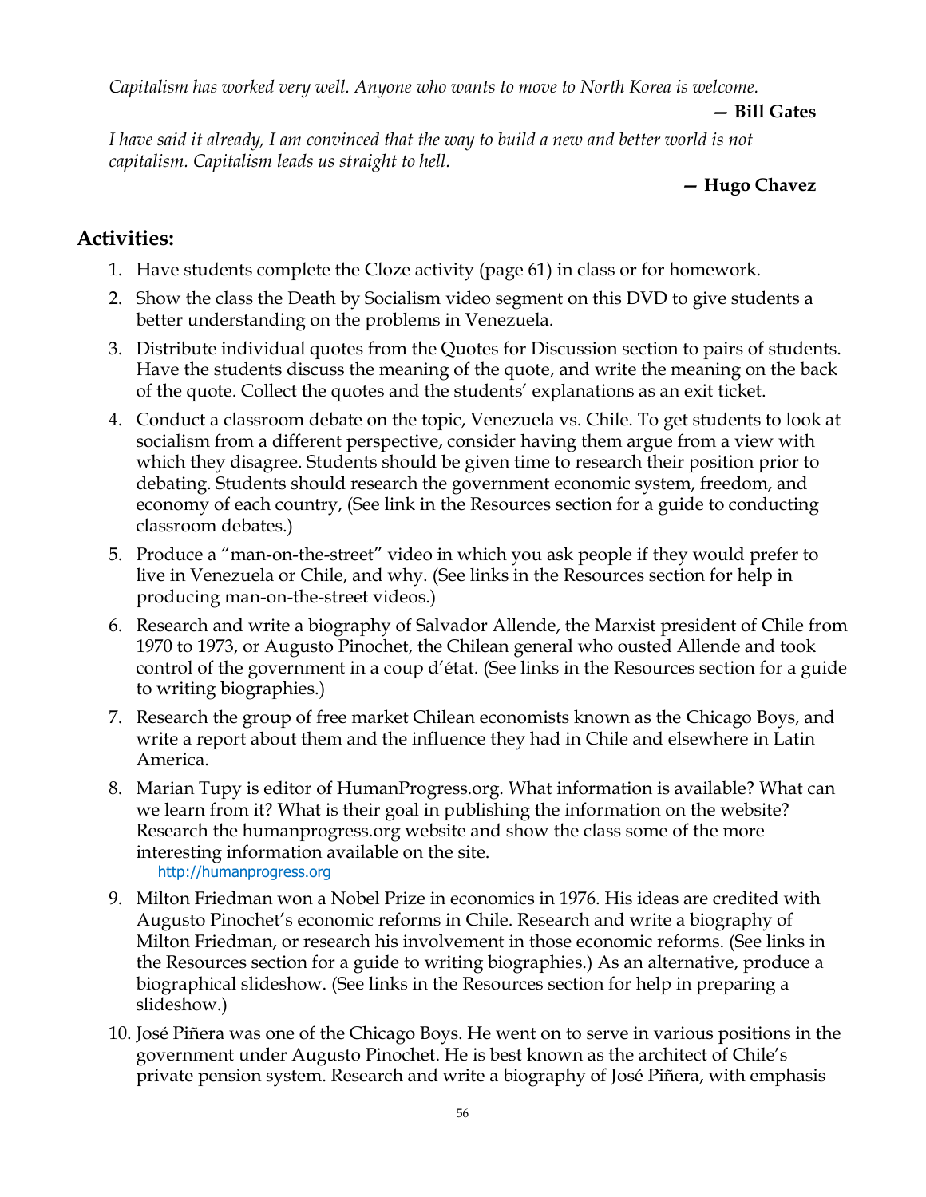*Capitalism has worked very well. Anyone who wants to move to North Korea is welcome.*

**— Bill Gates**

*I have said it already, I am convinced that the way to build a new and better world is not capitalism. Capitalism leads us straight to hell.*

**— Hugo Chavez**

## Activities:

1. Have students complete the Cloze activity (page 61) in class or for homework.
2. Show the class the Death by Socialism video segment on this DVD to give students a better understanding on the problems in Venezuela.
3. Distribute individual quotes from the Quotes for Discussion section to pairs of students. Have the students discuss the meaning of the quote, and write the meaning on the back of the quote. Collect the quotes and the students' explanations as an exit ticket.
4. Conduct a classroom debate on the topic, Venezuela vs. Chile. To get students to look at socialism from a different perspective, consider having them argue from a view with which they disagree. Students should be given time to research their position prior to debating. Students should research the government economic system, freedom, and economy of each country, (See link in the Resources section for a guide to conducting classroom debates.)
5. Produce a "man-on-the-street" video in which you ask people if they would prefer to live in Venezuela or Chile, and why. (See links in the Resources section for help in producing man-on-the-street videos.)
6. Research and write a biography of Salvador Allende, the Marxist president of Chile from 1970 to 1973, or Augusto Pinochet, the Chilean general who ousted Allende and took control of the government in a coup d'état. (See links in the Resources section for a guide to writing biographies.)
7. Research the group of free market Chilean economists known as the Chicago Boys, and write a report about them and the influence they had in Chile and elsewhere in Latin America.
8. Marian Tupy is editor of HumanProgress.org. What information is available? What can we learn from it? What is their goal in publishing the information on the website? Research the humanprogress.org website and show the class some of the more interesting information available on the site.
   http://humanprogress.org
9. Milton Friedman won a Nobel Prize in economics in 1976. His ideas are credited with Augusto Pinochet's economic reforms in Chile. Research and write a biography of Milton Friedman, or research his involvement in those economic reforms. (See links in the Resources section for a guide to writing biographies.) As an alternative, produce a biographical slideshow. (See links in the Resources section for help in preparing a slideshow.)
10. José Piñera was one of the Chicago Boys. He went on to serve in various positions in the government under Augusto Pinochet. He is best known as the architect of Chile's private pension system. Research and write a biography of José Piñera, with emphasis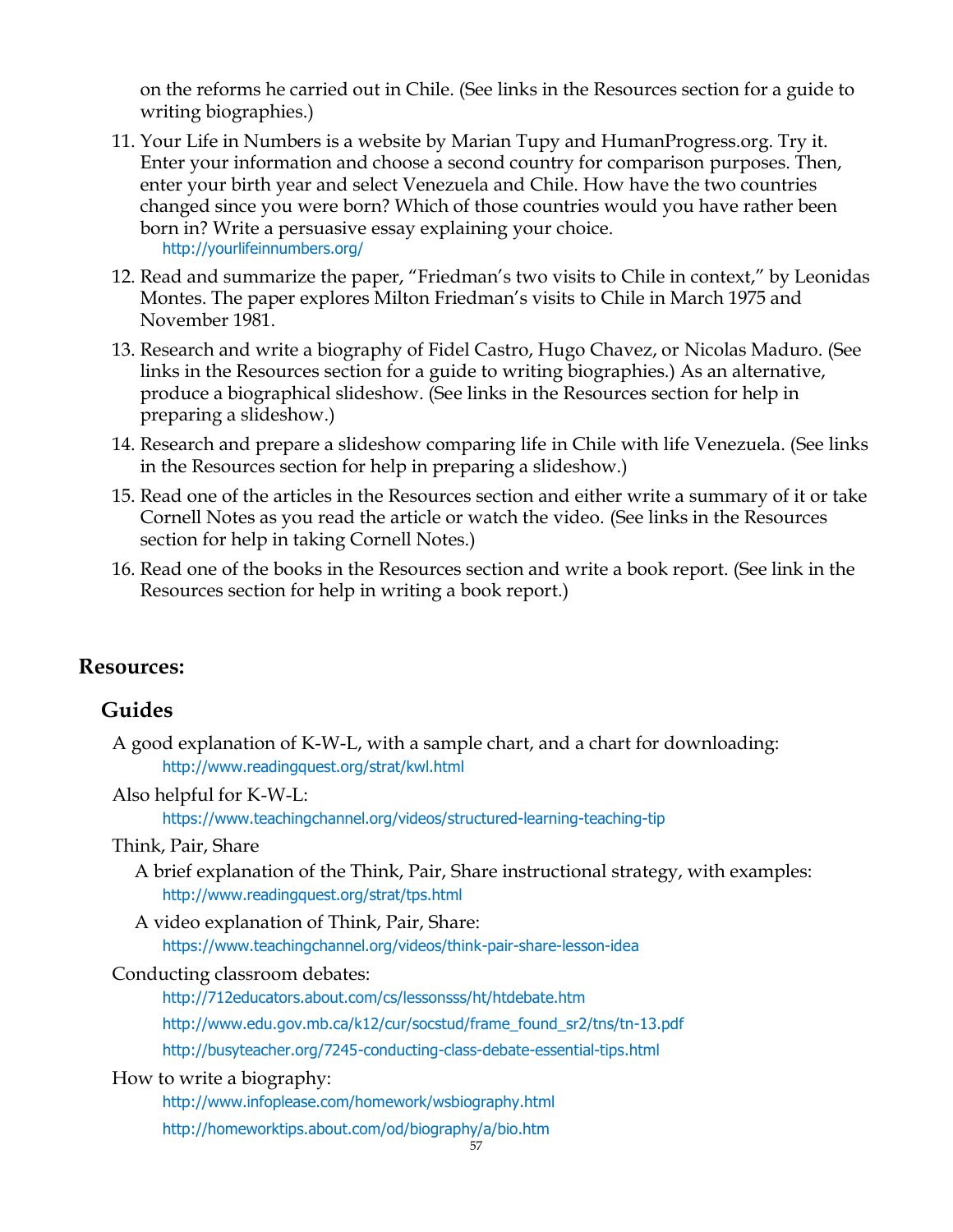on the reforms he carried out in Chile. (See links in the Resources section for a guide to writing biographies.)

11. Your Life in Numbers is a website by Marian Tupy and HumanProgress.org. Try it. Enter your information and choose a second country for comparison purposes. Then, enter your birth year and select Venezuela and Chile. How have the two countries changed since you were born? Which of those countries would you have rather been born in? Write a persuasive essay explaining your choice.
    http://yourlifeinnumbers.org/
12. Read and summarize the paper, "Friedman's two visits to Chile in context," by Leonidas Montes. The paper explores Milton Friedman's visits to Chile in March 1975 and November 1981.
13. Research and write a biography of Fidel Castro, Hugo Chavez, or Nicolas Maduro. (See links in the Resources section for a guide to writing biographies.) As an alternative, produce a biographical slideshow. (See links in the Resources section for help in preparing a slideshow.)
14. Research and prepare a slideshow comparing life in Chile with life Venezuela. (See links in the Resources section for help in preparing a slideshow.)
15. Read one of the articles in the Resources section and either write a summary of it or take Cornell Notes as you read the article or watch the video. (See links in the Resources section for help in taking Cornell Notes.)
16. Read one of the books in the Resources section and write a book report. (See link in the Resources section for help in writing a book report.)

## Resources:

### Guides

A good explanation of K-W-L, with a sample chart, and a chart for downloading:
http://www.readingquest.org/strat/kwl.html

Also helpful for K-W-L:
https://www.teachingchannel.org/videos/structured-learning-teaching-tip

Think, Pair, Share

A brief explanation of the Think, Pair, Share instructional strategy, with examples:
http://www.readingquest.org/strat/tps.html

A video explanation of Think, Pair, Share:
https://www.teachingchannel.org/videos/think-pair-share-lesson-idea

Conducting classroom debates:
http://712educators.about.com/cs/lessonsss/ht/htdebate.htm
http://www.edu.gov.mb.ca/k12/cur/socstud/frame_found_sr2/tns/tn-13.pdf
http://busyteacher.org/7245-conducting-class-debate-essential-tips.html

How to write a biography:
http://www.infoplease.com/homework/wsbiography.html
http://homeworktips.about.com/od/biography/a/bio.htm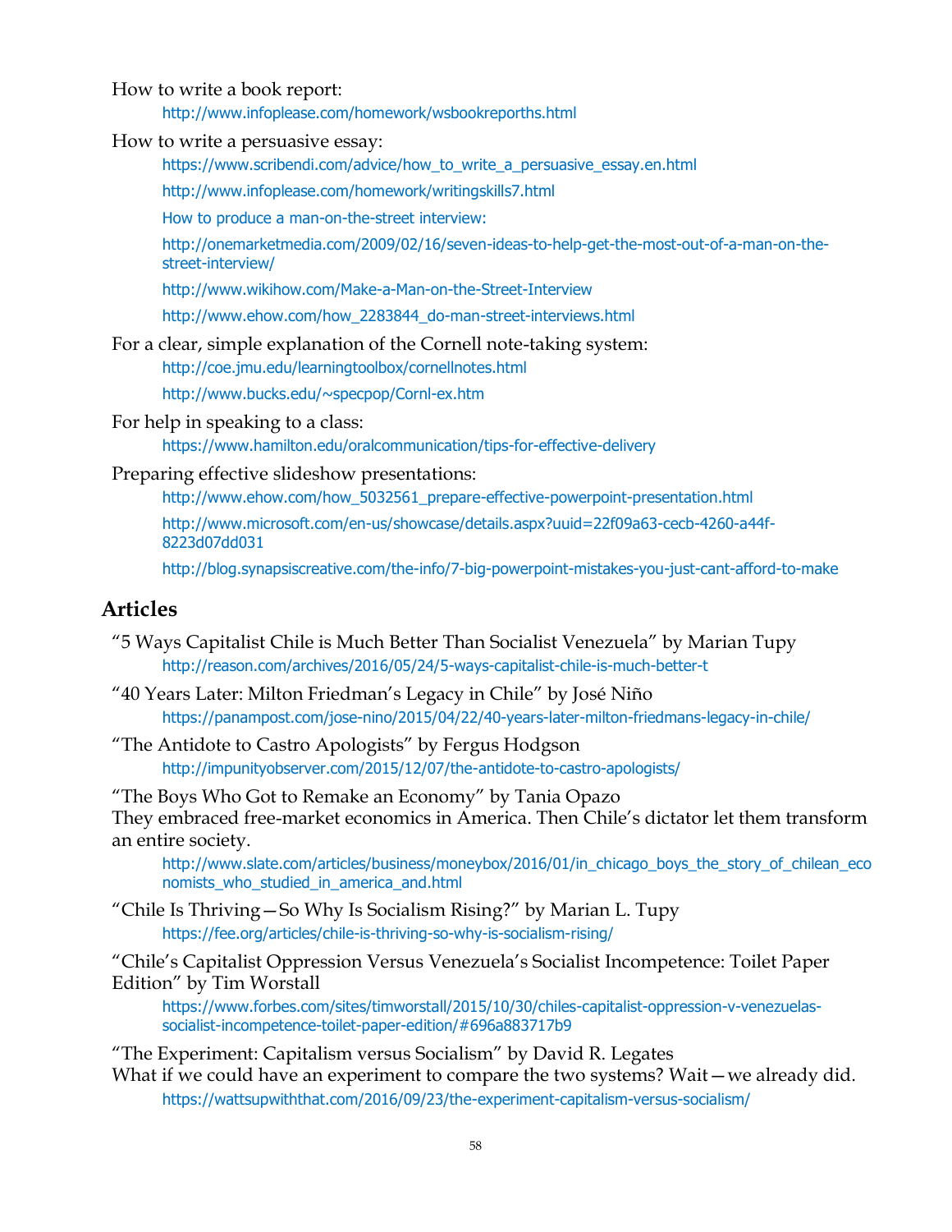How to write a book report:

http://www.infoplease.com/homework/wsbookreporths.html

How to write a persuasive essay:

https://www.scribendi.com/advice/how_to_write_a_persuasive_essay.en.html

http://www.infoplease.com/homework/writingskills7.html

How to produce a man-on-the-street interview:

http://onemarketmedia.com/2009/02/16/seven-ideas-to-help-get-the-most-out-of-a-man-on-the-street-interview/

http://www.wikihow.com/Make-a-Man-on-the-Street-Interview

http://www.ehow.com/how_2283844_do-man-street-interviews.html

For a clear, simple explanation of the Cornell note-taking system:

http://coe.jmu.edu/learningtoolbox/cornellnotes.html

http://www.bucks.edu/~specpop/Cornl-ex.htm

For help in speaking to a class:

https://www.hamilton.edu/oralcommunication/tips-for-effective-delivery

Preparing effective slideshow presentations:

http://www.ehow.com/how_5032561_prepare-effective-powerpoint-presentation.html

http://www.microsoft.com/en-us/showcase/details.aspx?uuid=22f09a63-cecb-4260-a44f-8223d07dd031

http://blog.synapsiscreative.com/the-info/7-big-powerpoint-mistakes-you-just-cant-afford-to-make

## Articles

"5 Ways Capitalist Chile is Much Better Than Socialist Venezuela" by Marian Tupy

http://reason.com/archives/2016/05/24/5-ways-capitalist-chile-is-much-better-t

"40 Years Later: Milton Friedman's Legacy in Chile" by José Niño

https://panampost.com/jose-nino/2015/04/22/40-years-later-milton-friedmans-legacy-in-chile/

"The Antidote to Castro Apologists" by Fergus Hodgson

http://impunityobserver.com/2015/12/07/the-antidote-to-castro-apologists/

"The Boys Who Got to Remake an Economy" by Tania Opazo
They embraced free-market economics in America. Then Chile's dictator let them transform an entire society.

http://www.slate.com/articles/business/moneybox/2016/01/in_chicago_boys_the_story_of_chilean_economists_who_studied_in_america_and.html

"Chile Is Thriving—So Why Is Socialism Rising?" by Marian L. Tupy

https://fee.org/articles/chile-is-thriving-so-why-is-socialism-rising/

"Chile's Capitalist Oppression Versus Venezuela's Socialist Incompetence: Toilet Paper Edition" by Tim Worstall

https://www.forbes.com/sites/timworstall/2015/10/30/chiles-capitalist-oppression-v-venezuelas-socialist-incompetence-toilet-paper-edition/#696a883717b9

"The Experiment: Capitalism versus Socialism" by David R. Legates
What if we could have an experiment to compare the two systems? Wait—we already did.

https://wattsupwiththat.com/2016/09/23/the-experiment-capitalism-versus-socialism/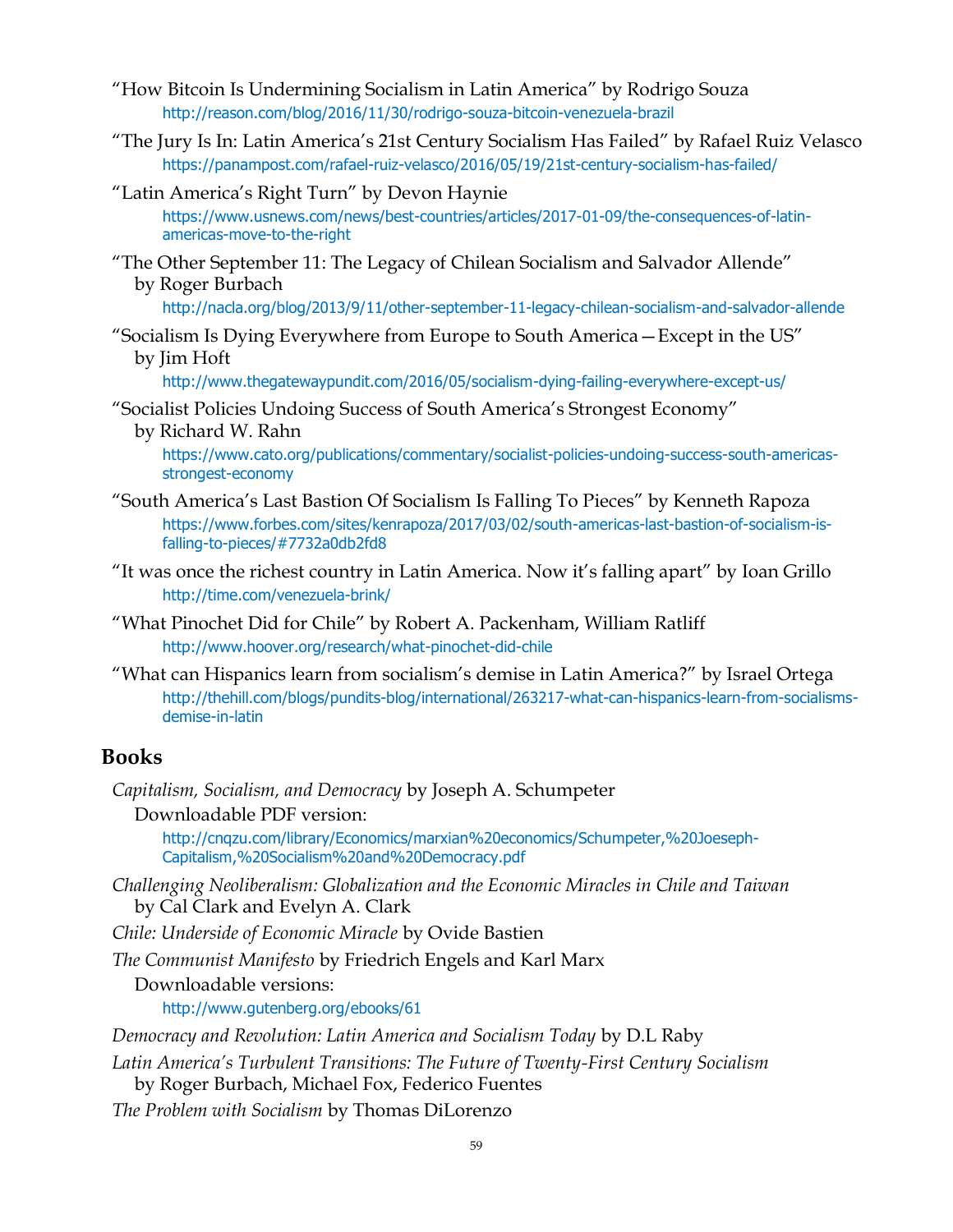"How Bitcoin Is Undermining Socialism in Latin America" by Rodrigo Souza
http://reason.com/blog/2016/11/30/rodrigo-souza-bitcoin-venezuela-brazil

"The Jury Is In: Latin America's 21st Century Socialism Has Failed" by Rafael Ruiz Velasco
https://panampost.com/rafael-ruiz-velasco/2016/05/19/21st-century-socialism-has-failed/

"Latin America's Right Turn" by Devon Haynie
https://www.usnews.com/news/best-countries/articles/2017-01-09/the-consequences-of-latin-americas-move-to-the-right

"The Other September 11: The Legacy of Chilean Socialism and Salvador Allende" by Roger Burbach
http://nacla.org/blog/2013/9/11/other-september-11-legacy-chilean-socialism-and-salvador-allende

"Socialism Is Dying Everywhere from Europe to South America—Except in the US" by Jim Hoft
http://www.thegatewaypundit.com/2016/05/socialism-dying-failing-everywhere-except-us/

"Socialist Policies Undoing Success of South America's Strongest Economy" by Richard W. Rahn
https://www.cato.org/publications/commentary/socialist-policies-undoing-success-south-americas-strongest-economy

"South America's Last Bastion Of Socialism Is Falling To Pieces" by Kenneth Rapoza
https://www.forbes.com/sites/kenrapoza/2017/03/02/south-americas-last-bastion-of-socialism-is-falling-to-pieces/#7732a0db2fd8

"It was once the richest country in Latin America. Now it's falling apart" by Ioan Grillo
http://time.com/venezuela-brink/

"What Pinochet Did for Chile" by Robert A. Packenham, William Ratliff
http://www.hoover.org/research/what-pinochet-did-chile

"What can Hispanics learn from socialism's demise in Latin America?" by Israel Ortega
http://thehill.com/blogs/pundits-blog/international/263217-what-can-hispanics-learn-from-socialisms-demise-in-latin

## Books

*Capitalism, Socialism, and Democracy* by Joseph A. Schumpeter
Downloadable PDF version:
http://cnqzu.com/library/Economics/marxian%20economics/Schumpeter,%20Joeseph-Capitalism,%20Socialism%20and%20Democracy.pdf

*Challenging Neoliberalism: Globalization and the Economic Miracles in Chile and Taiwan* by Cal Clark and Evelyn A. Clark

*Chile: Underside of Economic Miracle* by Ovide Bastien

*The Communist Manifesto* by Friedrich Engels and Karl Marx
Downloadable versions:
http://www.gutenberg.org/ebooks/61

*Democracy and Revolution: Latin America and Socialism Today* by D.L Raby

*Latin America's Turbulent Transitions: The Future of Twenty-First Century Socialism* by Roger Burbach, Michael Fox, Federico Fuentes

*The Problem with Socialism* by Thomas DiLorenzo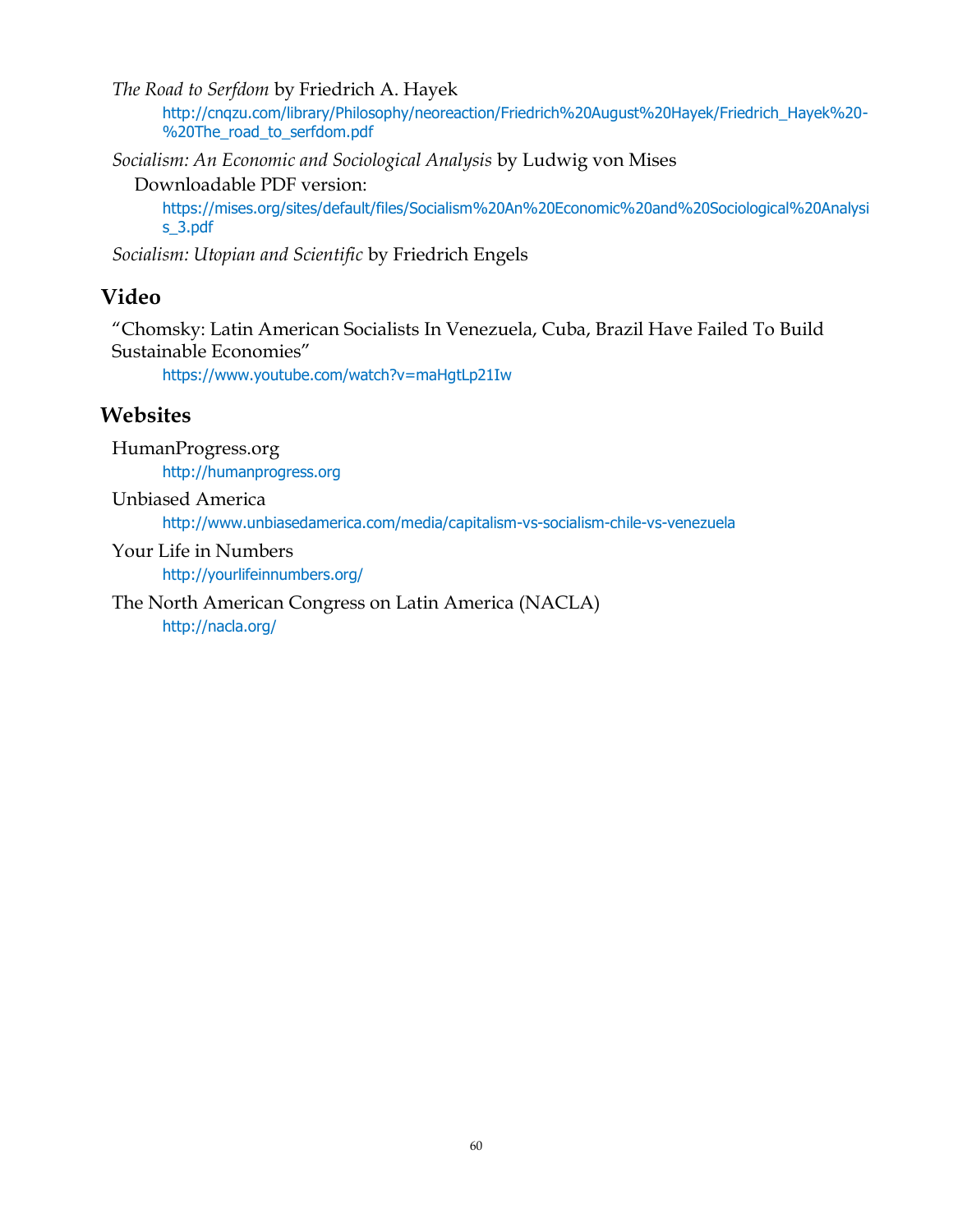*The Road to Serfdom* by Friedrich A. Hayek

http://cnqzu.com/library/Philosophy/neoreaction/Friedrich%20August%20Hayek/Friedrich_Hayek%20-%20The_road_to_serfdom.pdf

*Socialism: An Economic and Sociological Analysis* by Ludwig von Mises

Downloadable PDF version:

https://mises.org/sites/default/files/Socialism%20An%20Economic%20and%20Sociological%20Analysis_3.pdf

*Socialism: Utopian and Scientific* by Friedrich Engels

## Video

"Chomsky: Latin American Socialists In Venezuela, Cuba, Brazil Have Failed To Build Sustainable Economies"

https://www.youtube.com/watch?v=maHgtLp21Iw

## Websites

HumanProgress.org

http://humanprogress.org

Unbiased America

http://www.unbiasedamerica.com/media/capitalism-vs-socialism-chile-vs-venezuela

Your Life in Numbers

http://yourlifeinnumbers.org/

The North American Congress on Latin America (NACLA)

http://nacla.org/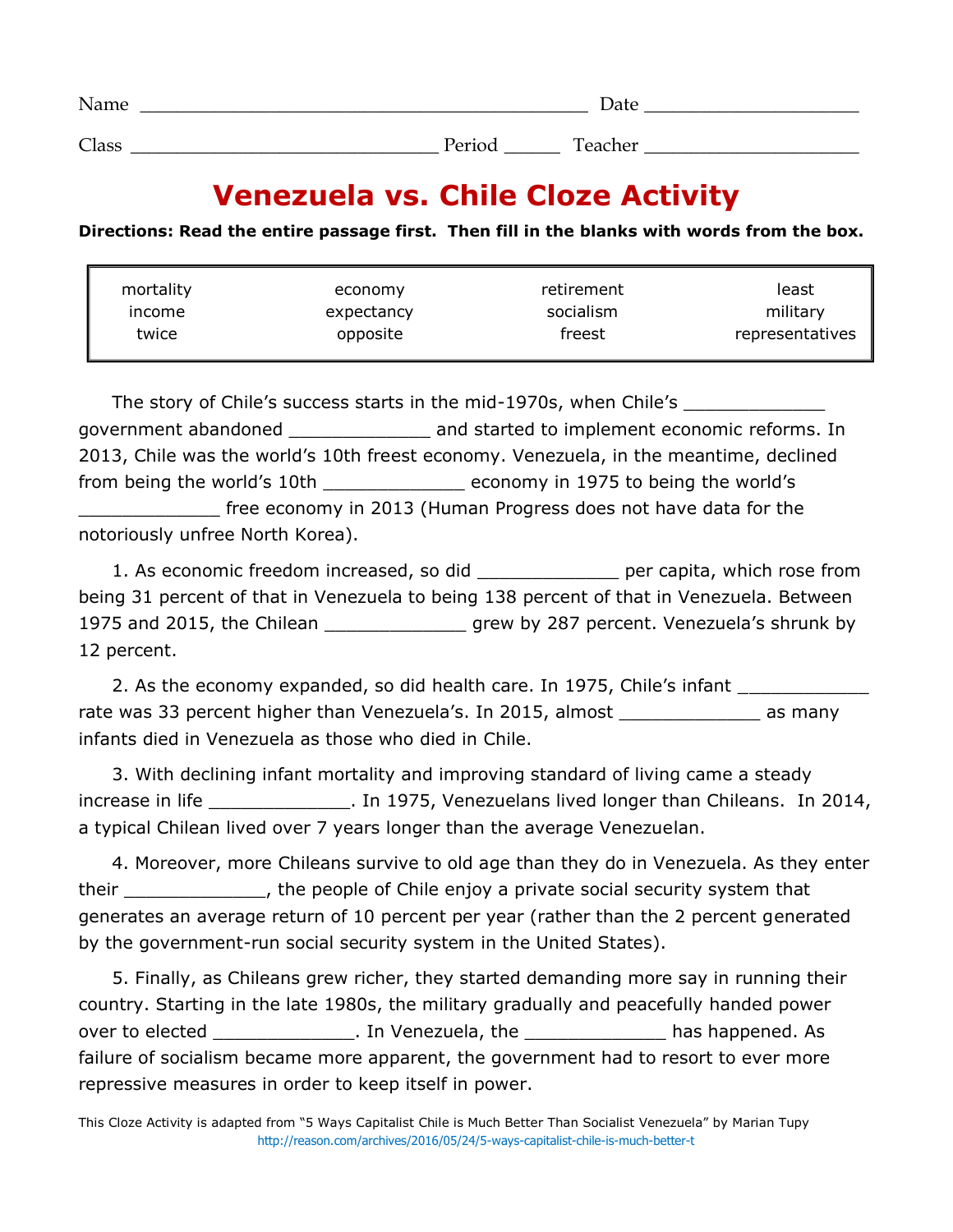Name _______________________________________________ Date _____________________

Class ________________________________ Period ______ Teacher _____________________

# Venezuela vs. Chile Cloze Activity

**Directions: Read the entire passage first. Then fill in the blanks with words from the box.**

| | | | |
|---|---|---|---|
| mortality | economy | retirement | least |
| income | expectancy | socialism | military |
| twice | opposite | freest | representatives |

The story of Chile's success starts in the mid-1970s, when Chile's _____________ government abandoned _____________ and started to implement economic reforms. In 2013, Chile was the world's 10th freest economy. Venezuela, in the meantime, declined from being the world's 10th _____________ economy in 1975 to being the world's _____________ free economy in 2013 (Human Progress does not have data for the notoriously unfree North Korea).

1. As economic freedom increased, so did _____________ per capita, which rose from being 31 percent of that in Venezuela to being 138 percent of that in Venezuela. Between 1975 and 2015, the Chilean _____________ grew by 287 percent. Venezuela's shrunk by 12 percent.

2. As the economy expanded, so did health care. In 1975, Chile's infant ____________ rate was 33 percent higher than Venezuela's. In 2015, almost _____________ as many infants died in Venezuela as those who died in Chile.

3. With declining infant mortality and improving standard of living came a steady increase in life _____________. In 1975, Venezuelans lived longer than Chileans. In 2014, a typical Chilean lived over 7 years longer than the average Venezuelan.

4. Moreover, more Chileans survive to old age than they do in Venezuela. As they enter their _____________, the people of Chile enjoy a private social security system that generates an average return of 10 percent per year (rather than the 2 percent generated by the government-run social security system in the United States).

5. Finally, as Chileans grew richer, they started demanding more say in running their country. Starting in the late 1980s, the military gradually and peacefully handed power over to elected _____________. In Venezuela, the _____________ has happened. As failure of socialism became more apparent, the government had to resort to ever more repressive measures in order to keep itself in power.

This Cloze Activity is adapted from "5 Ways Capitalist Chile is Much Better Than Socialist Venezuela" by Marian Tupy
http://reason.com/archives/2016/05/24/5-ways-capitalist-chile-is-much-better-t